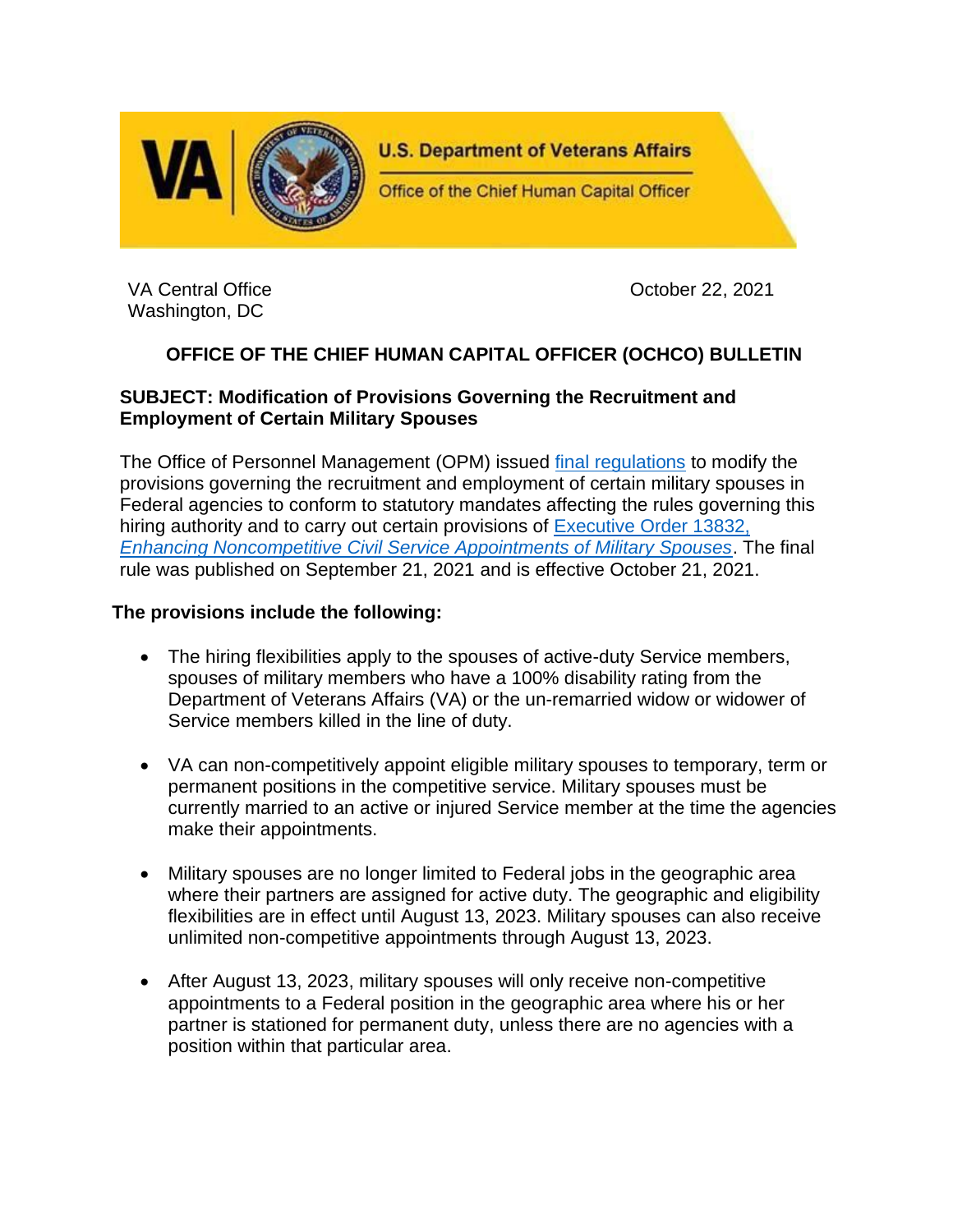U.S. Department of Veterans Affairs

Office of the Chief Human Capital Officer

VA Central Office
Washington, DC

October 22, 2021

## OFFICE OF THE CHIEF HUMAN CAPITAL OFFICER (OCHCO) BULLETIN

**SUBJECT: Modification of Provisions Governing the Recruitment and Employment of Certain Military Spouses**

The Office of Personnel Management (OPM) issued final regulations to modify the provisions governing the recruitment and employment of certain military spouses in Federal agencies to conform to statutory mandates affecting the rules governing this hiring authority and to carry out certain provisions of Executive Order 13832, *Enhancing Noncompetitive Civil Service Appointments of Military Spouses*. The final rule was published on September 21, 2021 and is effective October 21, 2021.

**The provisions include the following:**

- The hiring flexibilities apply to the spouses of active-duty Service members, spouses of military members who have a 100% disability rating from the Department of Veterans Affairs (VA) or the un-remarried widow or widower of Service members killed in the line of duty.

- VA can non-competitively appoint eligible military spouses to temporary, term or permanent positions in the competitive service. Military spouses must be currently married to an active or injured Service member at the time the agencies make their appointments.

- Military spouses are no longer limited to Federal jobs in the geographic area where their partners are assigned for active duty. The geographic and eligibility flexibilities are in effect until August 13, 2023. Military spouses can also receive unlimited non-competitive appointments through August 13, 2023.

- After August 13, 2023, military spouses will only receive non-competitive appointments to a Federal position in the geographic area where his or her partner is stationed for permanent duty, unless there are no agencies with a position within that particular area.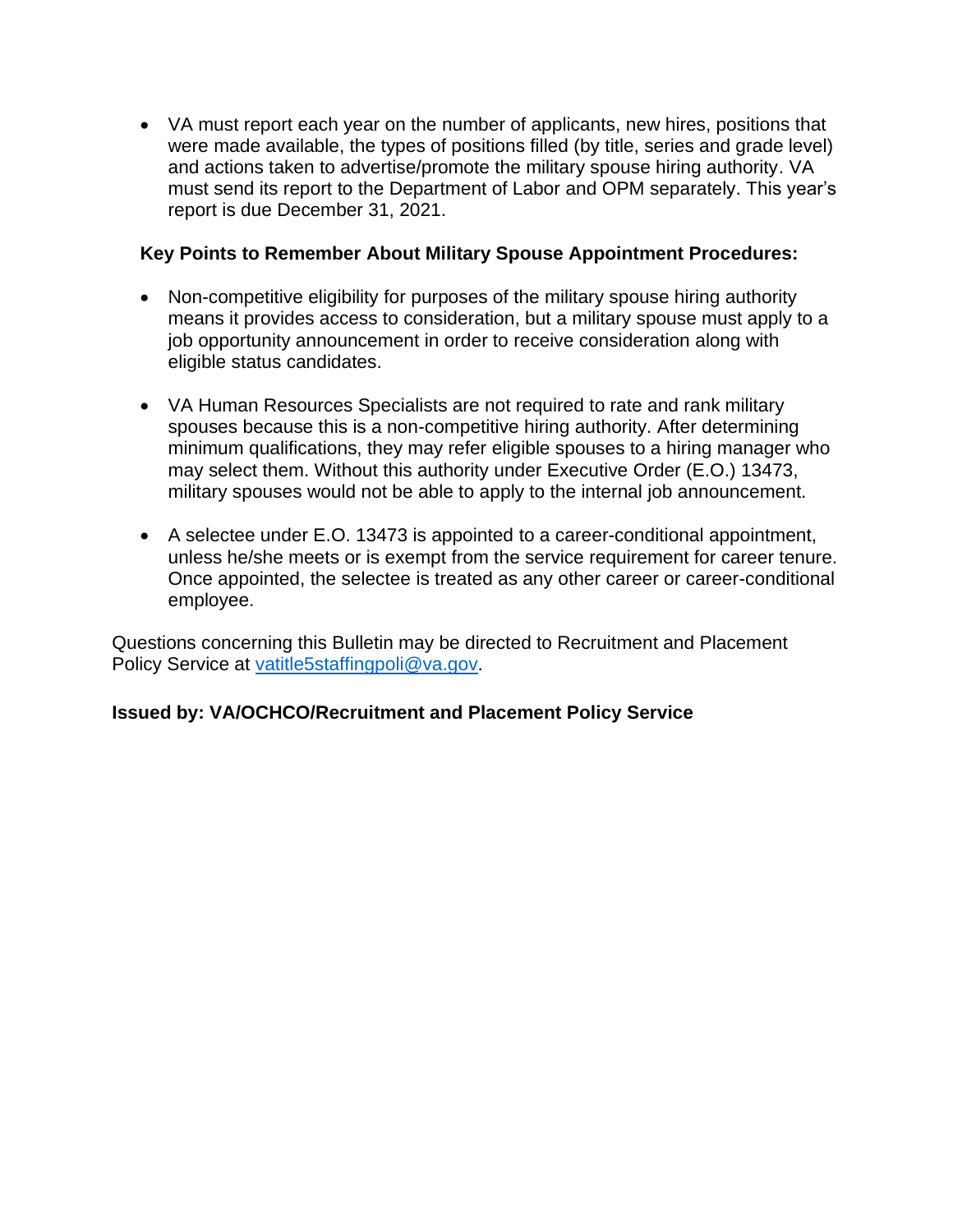- VA must report each year on the number of applicants, new hires, positions that were made available, the types of positions filled (by title, series and grade level) and actions taken to advertise/promote the military spouse hiring authority. VA must send its report to the Department of Labor and OPM separately. This year's report is due December 31, 2021.

**Key Points to Remember About Military Spouse Appointment Procedures:**

- Non-competitive eligibility for purposes of the military spouse hiring authority means it provides access to consideration, but a military spouse must apply to a job opportunity announcement in order to receive consideration along with eligible status candidates.

- VA Human Resources Specialists are not required to rate and rank military spouses because this is a non-competitive hiring authority. After determining minimum qualifications, they may refer eligible spouses to a hiring manager who may select them. Without this authority under Executive Order (E.O.) 13473, military spouses would not be able to apply to the internal job announcement.

- A selectee under E.O. 13473 is appointed to a career-conditional appointment, unless he/she meets or is exempt from the service requirement for career tenure. Once appointed, the selectee is treated as any other career or career-conditional employee.

Questions concerning this Bulletin may be directed to Recruitment and Placement Policy Service at vatitle5staffingpoli@va.gov.

**Issued by: VA/OCHCO/Recruitment and Placement Policy Service**